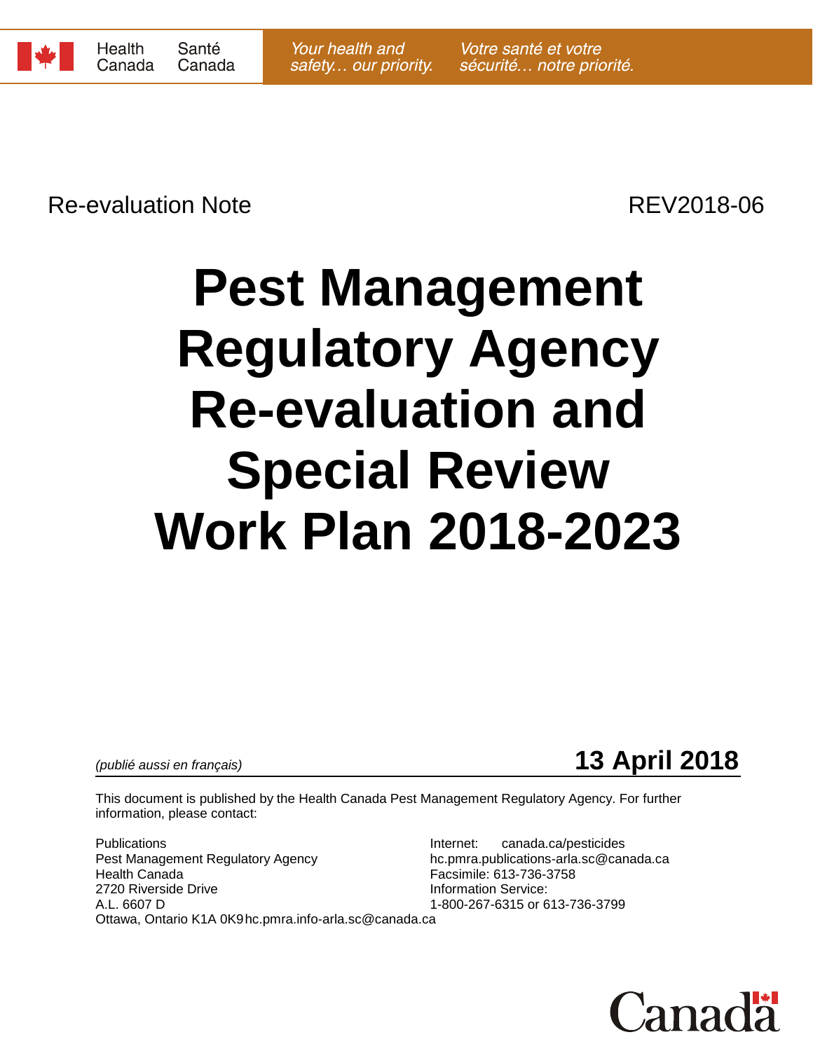Health Canada | Santé Canada

*Your health and safety… our priority.* | *Votre santé et votre sécurité… notre priorité.*

Re-evaluation Note REV2018-06

# Pest Management Regulatory Agency Re-evaluation and Special Review Work Plan 2018-2023

*(publié aussi en français)*

**13 April 2018**

This document is published by the Health Canada Pest Management Regulatory Agency. For further information, please contact:

Publications
Pest Management Regulatory Agency
Health Canada
2720 Riverside Drive
A.L. 6607 D
Ottawa, Ontario K1A 0K9

Internet: canada.ca/pesticides
hc.pmra.publications-arla.sc@canada.ca
Facsimile: 613-736-3758
Information Service:
1-800-267-6315 or 613-736-3799
hc.pmra.info-arla.sc@canada.ca

Canada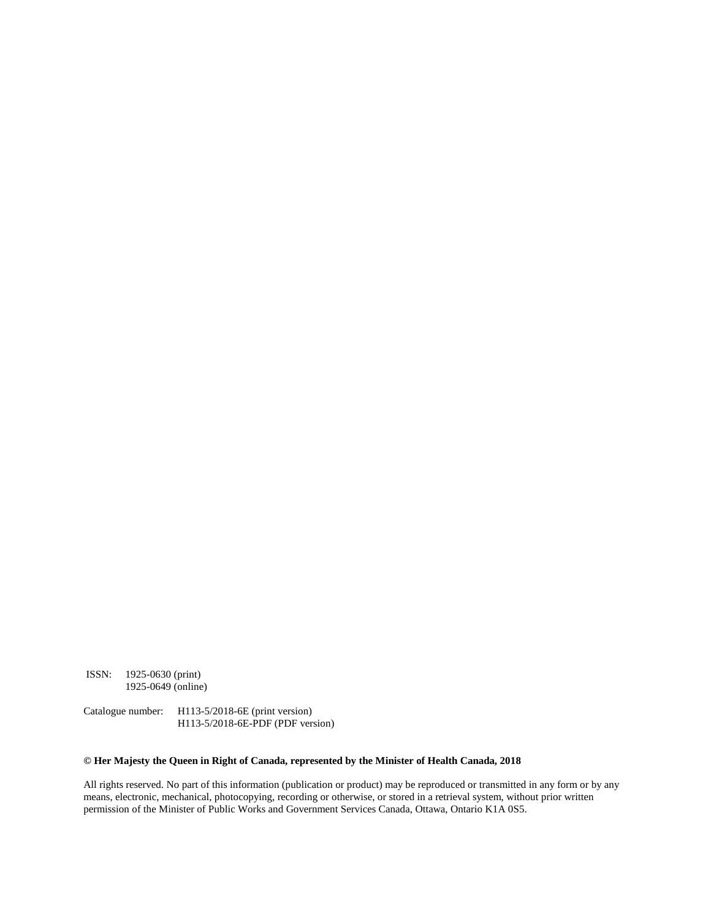ISSN: 1925-0630 (print)
1925-0649 (online)

Catalogue number: H113-5/2018-6E (print version)
H113-5/2018-6E-PDF (PDF version)

**© Her Majesty the Queen in Right of Canada, represented by the Minister of Health Canada, 2018**

All rights reserved. No part of this information (publication or product) may be reproduced or transmitted in any form or by any means, electronic, mechanical, photocopying, recording or otherwise, or stored in a retrieval system, without prior written permission of the Minister of Public Works and Government Services Canada, Ottawa, Ontario K1A 0S5.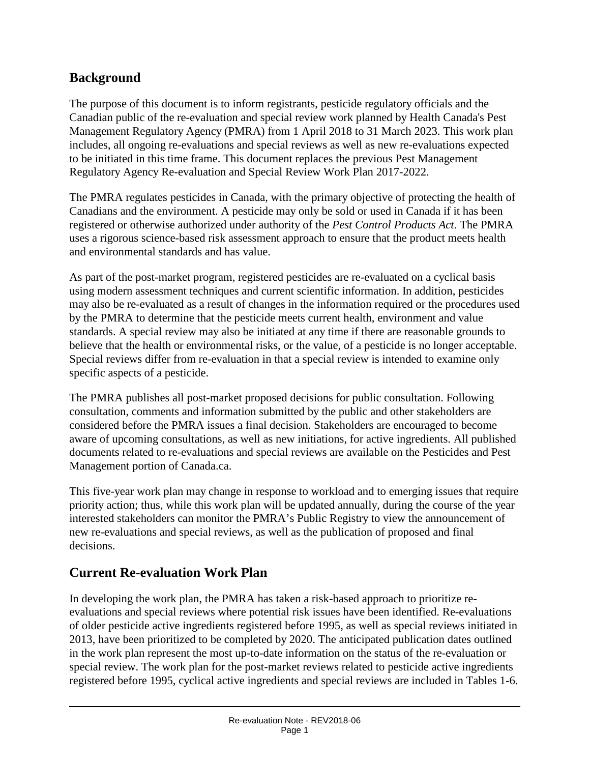## Background

The purpose of this document is to inform registrants, pesticide regulatory officials and the Canadian public of the re-evaluation and special review work planned by Health Canada's Pest Management Regulatory Agency (PMRA) from 1 April 2018 to 31 March 2023. This work plan includes, all ongoing re-evaluations and special reviews as well as new re-evaluations expected to be initiated in this time frame. This document replaces the previous Pest Management Regulatory Agency Re-evaluation and Special Review Work Plan 2017-2022.

The PMRA regulates pesticides in Canada, with the primary objective of protecting the health of Canadians and the environment. A pesticide may only be sold or used in Canada if it has been registered or otherwise authorized under authority of the *Pest Control Products Act*. The PMRA uses a rigorous science-based risk assessment approach to ensure that the product meets health and environmental standards and has value.

As part of the post-market program, registered pesticides are re-evaluated on a cyclical basis using modern assessment techniques and current scientific information. In addition, pesticides may also be re-evaluated as a result of changes in the information required or the procedures used by the PMRA to determine that the pesticide meets current health, environment and value standards. A special review may also be initiated at any time if there are reasonable grounds to believe that the health or environmental risks, or the value, of a pesticide is no longer acceptable. Special reviews differ from re-evaluation in that a special review is intended to examine only specific aspects of a pesticide.

The PMRA publishes all post-market proposed decisions for public consultation. Following consultation, comments and information submitted by the public and other stakeholders are considered before the PMRA issues a final decision. Stakeholders are encouraged to become aware of upcoming consultations, as well as new initiations, for active ingredients. All published documents related to re-evaluations and special reviews are available on the Pesticides and Pest Management portion of Canada.ca.

This five-year work plan may change in response to workload and to emerging issues that require priority action; thus, while this work plan will be updated annually, during the course of the year interested stakeholders can monitor the PMRA's Public Registry to view the announcement of new re-evaluations and special reviews, as well as the publication of proposed and final decisions.

## Current Re-evaluation Work Plan

In developing the work plan, the PMRA has taken a risk-based approach to prioritize re-evaluations and special reviews where potential risk issues have been identified. Re-evaluations of older pesticide active ingredients registered before 1995, as well as special reviews initiated in 2013, have been prioritized to be completed by 2020. The anticipated publication dates outlined in the work plan represent the most up-to-date information on the status of the re-evaluation or special review. The work plan for the post-market reviews related to pesticide active ingredients registered before 1995, cyclical active ingredients and special reviews are included in Tables 1-6.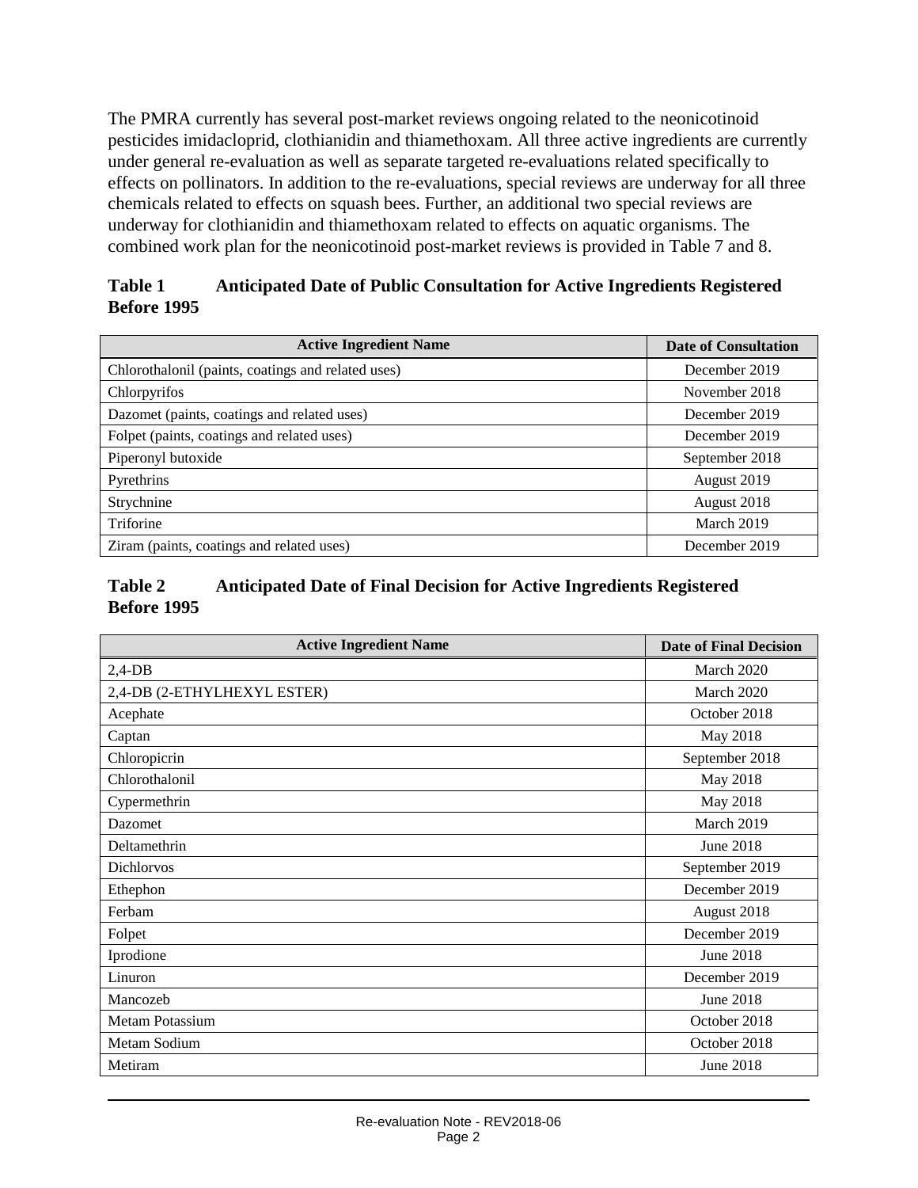The PMRA currently has several post-market reviews ongoing related to the neonicotinoid pesticides imidacloprid, clothianidin and thiamethoxam. All three active ingredients are currently under general re-evaluation as well as separate targeted re-evaluations related specifically to effects on pollinators. In addition to the re-evaluations, special reviews are underway for all three chemicals related to effects on squash bees. Further, an additional two special reviews are underway for clothianidin and thiamethoxam related to effects on aquatic organisms. The combined work plan for the neonicotinoid post-market reviews is provided in Table 7 and 8.

### Table 1 Anticipated Date of Public Consultation for Active Ingredients Registered Before 1995

| Active Ingredient Name | Date of Consultation |
|---|---|
| Chlorothalonil (paints, coatings and related uses) | December 2019 |
| Chlorpyrifos | November 2018 |
| Dazomet (paints, coatings and related uses) | December 2019 |
| Folpet (paints, coatings and related uses) | December 2019 |
| Piperonyl butoxide | September 2018 |
| Pyrethrins | August 2019 |
| Strychnine | August 2018 |
| Triforine | March 2019 |
| Ziram (paints, coatings and related uses) | December 2019 |

### Table 2 Anticipated Date of Final Decision for Active Ingredients Registered Before 1995

| Active Ingredient Name | Date of Final Decision |
|---|---|
| 2,4-DB | March 2020 |
| 2,4-DB (2-ETHYLHEXYL ESTER) | March 2020 |
| Acephate | October 2018 |
| Captan | May 2018 |
| Chloropicrin | September 2018 |
| Chlorothalonil | May 2018 |
| Cypermethrin | May 2018 |
| Dazomet | March 2019 |
| Deltamethrin | June 2018 |
| Dichlorvos | September 2019 |
| Ethephon | December 2019 |
| Ferbam | August 2018 |
| Folpet | December 2019 |
| Iprodione | June 2018 |
| Linuron | December 2019 |
| Mancozeb | June 2018 |
| Metam Potassium | October 2018 |
| Metam Sodium | October 2018 |
| Metiram | June 2018 |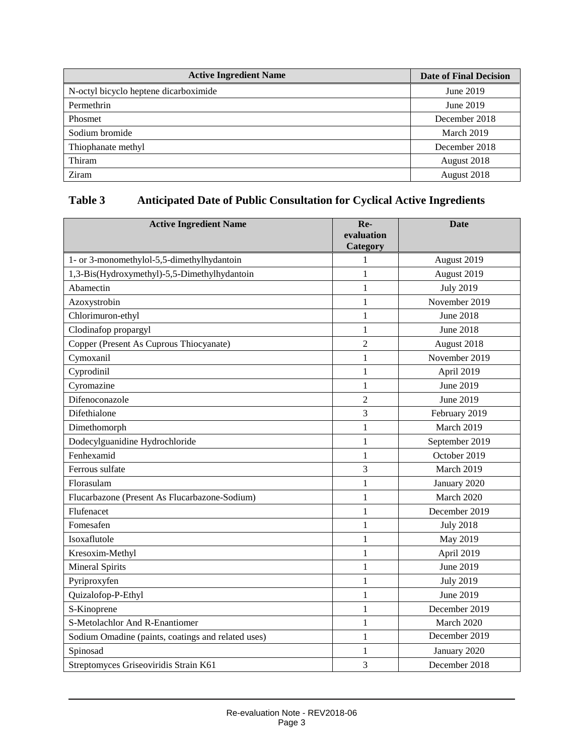| Active Ingredient Name | Date of Final Decision |
|---|---|
| N-octyl bicyclo heptene dicarboximide | June 2019 |
| Permethrin | June 2019 |
| Phosmet | December 2018 |
| Sodium bromide | March 2019 |
| Thiophanate methyl | December 2018 |
| Thiram | August 2018 |
| Ziram | August 2018 |

### Table 3 Anticipated Date of Public Consultation for Cyclical Active Ingredients

| Active Ingredient Name | Re-evaluation Category | Date |
|---|---|---|
| 1- or 3-monomethylol-5,5-dimethylhydantoin | 1 | August 2019 |
| 1,3-Bis(Hydroxymethyl)-5,5-Dimethylhydantoin | 1 | August 2019 |
| Abamectin | 1 | July 2019 |
| Azoxystrobin | 1 | November 2019 |
| Chlorimuron-ethyl | 1 | June 2018 |
| Clodinafop propargyl | 1 | June 2018 |
| Copper (Present As Cuprous Thiocyanate) | 2 | August 2018 |
| Cymoxanil | 1 | November 2019 |
| Cyprodinil | 1 | April 2019 |
| Cyromazine | 1 | June 2019 |
| Difenoconazole | 2 | June 2019 |
| Difethialone | 3 | February 2019 |
| Dimethomorph | 1 | March 2019 |
| Dodecylguanidine Hydrochloride | 1 | September 2019 |
| Fenhexamid | 1 | October 2019 |
| Ferrous sulfate | 3 | March 2019 |
| Florasulam | 1 | January 2020 |
| Flucarbazone (Present As Flucarbazone-Sodium) | 1 | March 2020 |
| Flufenacet | 1 | December 2019 |
| Fomesafen | 1 | July 2018 |
| Isoxaflutole | 1 | May 2019 |
| Kresoxim-Methyl | 1 | April 2019 |
| Mineral Spirits | 1 | June 2019 |
| Pyriproxyfen | 1 | July 2019 |
| Quizalofop-P-Ethyl | 1 | June 2019 |
| S-Kinoprene | 1 | December 2019 |
| S-Metolachlor And R-Enantiomer | 1 | March 2020 |
| Sodium Omadine (paints, coatings and related uses) | 1 | December 2019 |
| Spinosad | 1 | January 2020 |
| Streptomyces Griseoviridis Strain K61 | 3 | December 2018 |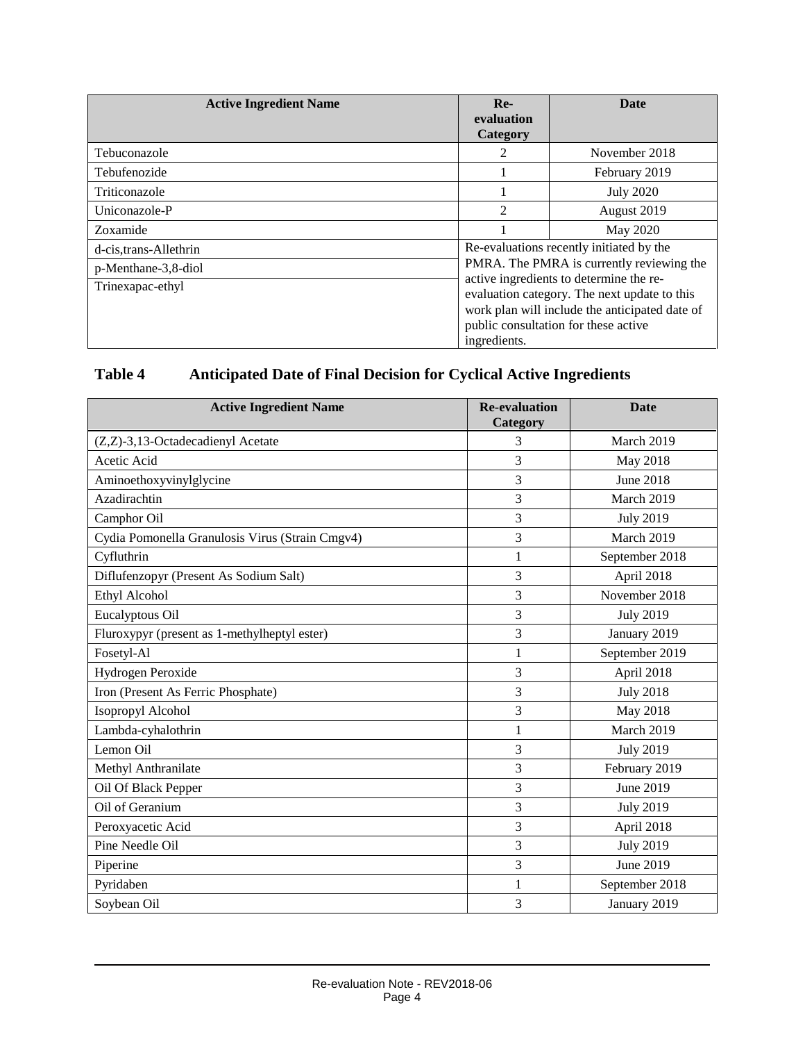| Active Ingredient Name | Re-evaluation Category | Date |
| --- | --- | --- |
| Tebuconazole | 2 | November 2018 |
| Tebufenozide | 1 | February 2019 |
| Triticonazole | 1 | July 2020 |
| Uniconazole-P | 2 | August 2019 |
| Zoxamide | 1 | May 2020 |
| d-cis,trans-Allethrin | Re-evaluations recently initiated by the PMRA. The PMRA is currently reviewing the active ingredients to determine the re-evaluation category. The next update to this work plan will include the anticipated date of public consultation for these active ingredients. | |
| p-Menthane-3,8-diol | | |
| Trinexapac-ethyl | | |

## Table 4 Anticipated Date of Final Decision for Cyclical Active Ingredients

| Active Ingredient Name | Re-evaluation Category | Date |
| --- | --- | --- |
| (Z,Z)-3,13-Octadecadienyl Acetate | 3 | March 2019 |
| Acetic Acid | 3 | May 2018 |
| Aminoethoxyvinylglycine | 3 | June 2018 |
| Azadirachtin | 3 | March 2019 |
| Camphor Oil | 3 | July 2019 |
| Cydia Pomonella Granulosis Virus (Strain Cmgv4) | 3 | March 2019 |
| Cyfluthrin | 1 | September 2018 |
| Diflufenzopyr (Present As Sodium Salt) | 3 | April 2018 |
| Ethyl Alcohol | 3 | November 2018 |
| Eucalyptous Oil | 3 | July 2019 |
| Fluroxypyr (present as 1-methylheptyl ester) | 3 | January 2019 |
| Fosetyl-Al | 1 | September 2019 |
| Hydrogen Peroxide | 3 | April 2018 |
| Iron (Present As Ferric Phosphate) | 3 | July 2018 |
| Isopropyl Alcohol | 3 | May 2018 |
| Lambda-cyhalothrin | 1 | March 2019 |
| Lemon Oil | 3 | July 2019 |
| Methyl Anthranilate | 3 | February 2019 |
| Oil Of Black Pepper | 3 | June 2019 |
| Oil of Geranium | 3 | July 2019 |
| Peroxyacetic Acid | 3 | April 2018 |
| Pine Needle Oil | 3 | July 2019 |
| Piperine | 3 | June 2019 |
| Pyridaben | 1 | September 2018 |
| Soybean Oil | 3 | January 2019 |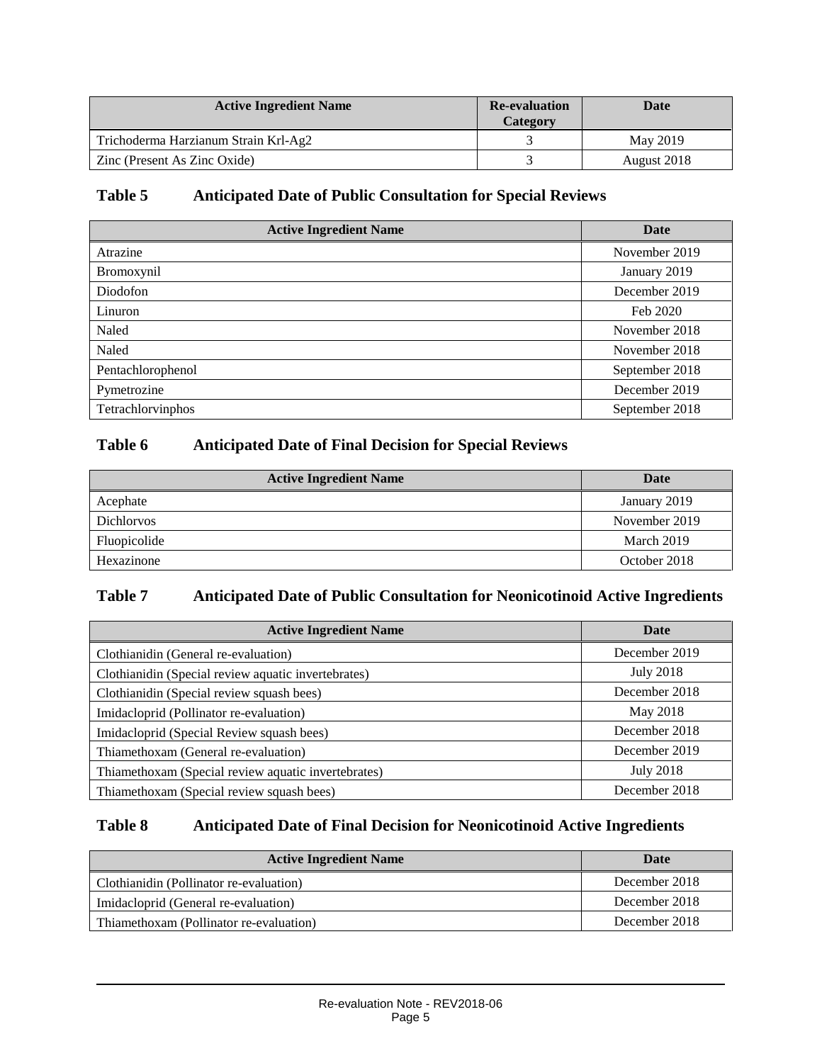| Active Ingredient Name | Re-evaluation Category | Date |
|---|---|---|
| Trichoderma Harzianum Strain Krl-Ag2 | 3 | May 2019 |
| Zinc (Present As Zinc Oxide) | 3 | August 2018 |

## Table 5 Anticipated Date of Public Consultation for Special Reviews

| Active Ingredient Name | Date |
|---|---|
| Atrazine | November 2019 |
| Bromoxynil | January 2019 |
| Diodofon | December 2019 |
| Linuron | Feb 2020 |
| Naled | November 2018 |
| Naled | November 2018 |
| Pentachlorophenol | September 2018 |
| Pymetrozine | December 2019 |
| Tetrachlorvinphos | September 2018 |

## Table 6 Anticipated Date of Final Decision for Special Reviews

| Active Ingredient Name | Date |
|---|---|
| Acephate | January 2019 |
| Dichlorvos | November 2019 |
| Fluopicolide | March 2019 |
| Hexazinone | October 2018 |

## Table 7 Anticipated Date of Public Consultation for Neonicotinoid Active Ingredients

| Active Ingredient Name | Date |
|---|---|
| Clothianidin (General re-evaluation) | December 2019 |
| Clothianidin (Special review aquatic invertebrates) | July 2018 |
| Clothianidin (Special review squash bees) | December 2018 |
| Imidacloprid (Pollinator re-evaluation) | May 2018 |
| Imidacloprid (Special Review squash bees) | December 2018 |
| Thiamethoxam (General re-evaluation) | December 2019 |
| Thiamethoxam (Special review aquatic invertebrates) | July 2018 |
| Thiamethoxam (Special review squash bees) | December 2018 |

## Table 8 Anticipated Date of Final Decision for Neonicotinoid Active Ingredients

| Active Ingredient Name | Date |
|---|---|
| Clothianidin (Pollinator re-evaluation) | December 2018 |
| Imidacloprid (General re-evaluation) | December 2018 |
| Thiamethoxam (Pollinator re-evaluation) | December 2018 |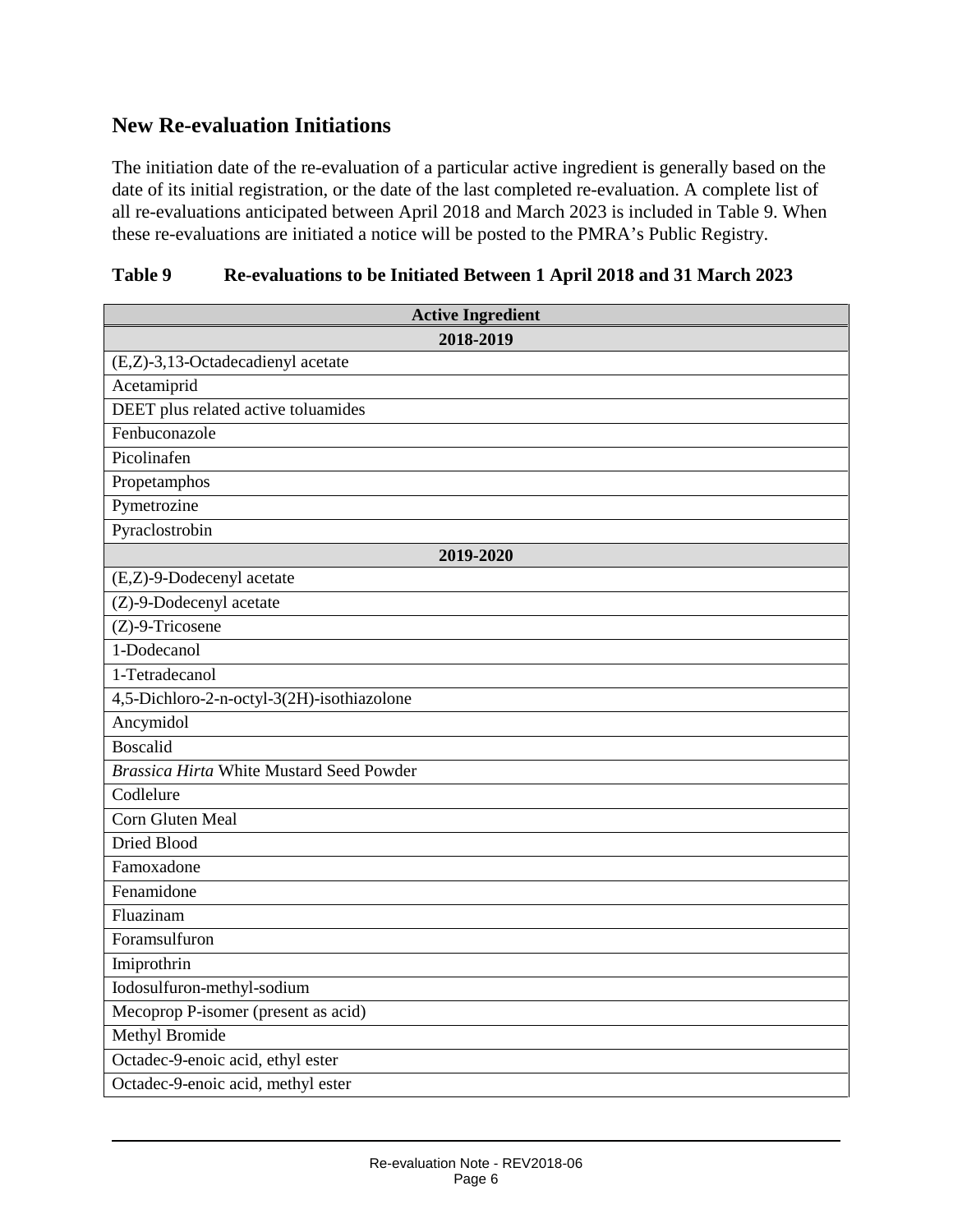## New Re-evaluation Initiations

The initiation date of the re-evaluation of a particular active ingredient is generally based on the date of its initial registration, or the date of the last completed re-evaluation. A complete list of all re-evaluations anticipated between April 2018 and March 2023 is included in Table 9. When these re-evaluations are initiated a notice will be posted to the PMRA's Public Registry.

**Table 9 Re-evaluations to be Initiated Between 1 April 2018 and 31 March 2023**

| Active Ingredient |
|---|
| **2018-2019** |
| (E,Z)-3,13-Octadecadienyl acetate |
| Acetamiprid |
| DEET plus related active toluamides |
| Fenbuconazole |
| Picolinafen |
| Propetamphos |
| Pymetrozine |
| Pyraclostrobin |
| **2019-2020** |
| (E,Z)-9-Dodecenyl acetate |
| (Z)-9-Dodecenyl acetate |
| (Z)-9-Tricosene |
| 1-Dodecanol |
| 1-Tetradecanol |
| 4,5-Dichloro-2-n-octyl-3(2H)-isothiazolone |
| Ancymidol |
| Boscalid |
| *Brassica Hirta* White Mustard Seed Powder |
| Codlelure |
| Corn Gluten Meal |
| Dried Blood |
| Famoxadone |
| Fenamidone |
| Fluazinam |
| Foramsulfuron |
| Imiprothrin |
| Iodosulfuron-methyl-sodium |
| Mecoprop P-isomer (present as acid) |
| Methyl Bromide |
| Octadec-9-enoic acid, ethyl ester |
| Octadec-9-enoic acid, methyl ester |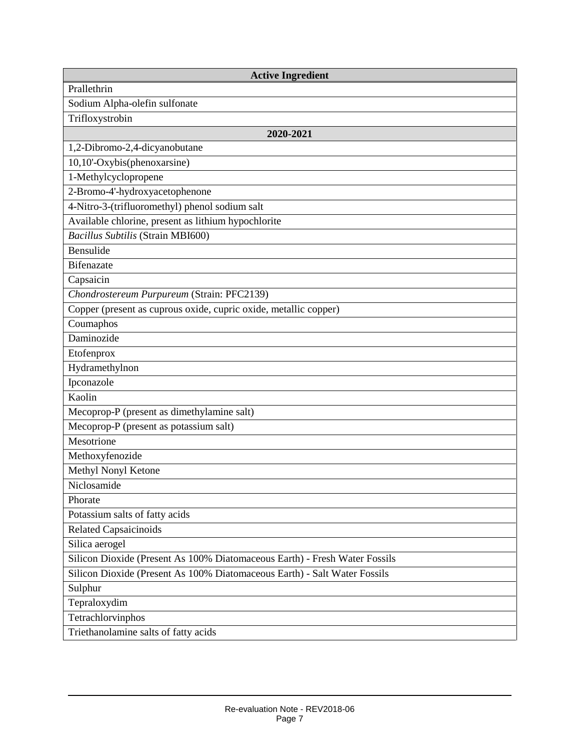| Active Ingredient |
| --- |
| Prallethrin |
| Sodium Alpha-olefin sulfonate |
| Trifloxystrobin |
| **2020-2021** |
| 1,2-Dibromo-2,4-dicyanobutane |
| 10,10'-Oxybis(phenoxarsine) |
| 1-Methylcyclopropene |
| 2-Bromo-4'-hydroxyacetophenone |
| 4-Nitro-3-(trifluoromethyl) phenol sodium salt |
| Available chlorine, present as lithium hypochlorite |
| *Bacillus Subtilis* (Strain MBI600) |
| Bensulide |
| Bifenazate |
| Capsaicin |
| *Chondrostereum Purpureum* (Strain: PFC2139) |
| Copper (present as cuprous oxide, cupric oxide, metallic copper) |
| Coumaphos |
| Daminozide |
| Etofenprox |
| Hydramethylnon |
| Ipconazole |
| Kaolin |
| Mecoprop-P (present as dimethylamine salt) |
| Mecoprop-P (present as potassium salt) |
| Mesotrione |
| Methoxyfenozide |
| Methyl Nonyl Ketone |
| Niclosamide |
| Phorate |
| Potassium salts of fatty acids |
| Related Capsaicinoids |
| Silica aerogel |
| Silicon Dioxide (Present As 100% Diatomaceous Earth) - Fresh Water Fossils |
| Silicon Dioxide (Present As 100% Diatomaceous Earth) - Salt Water Fossils |
| Sulphur |
| Tepraloxydim |
| Tetrachlorvinphos |
| Triethanolamine salts of fatty acids |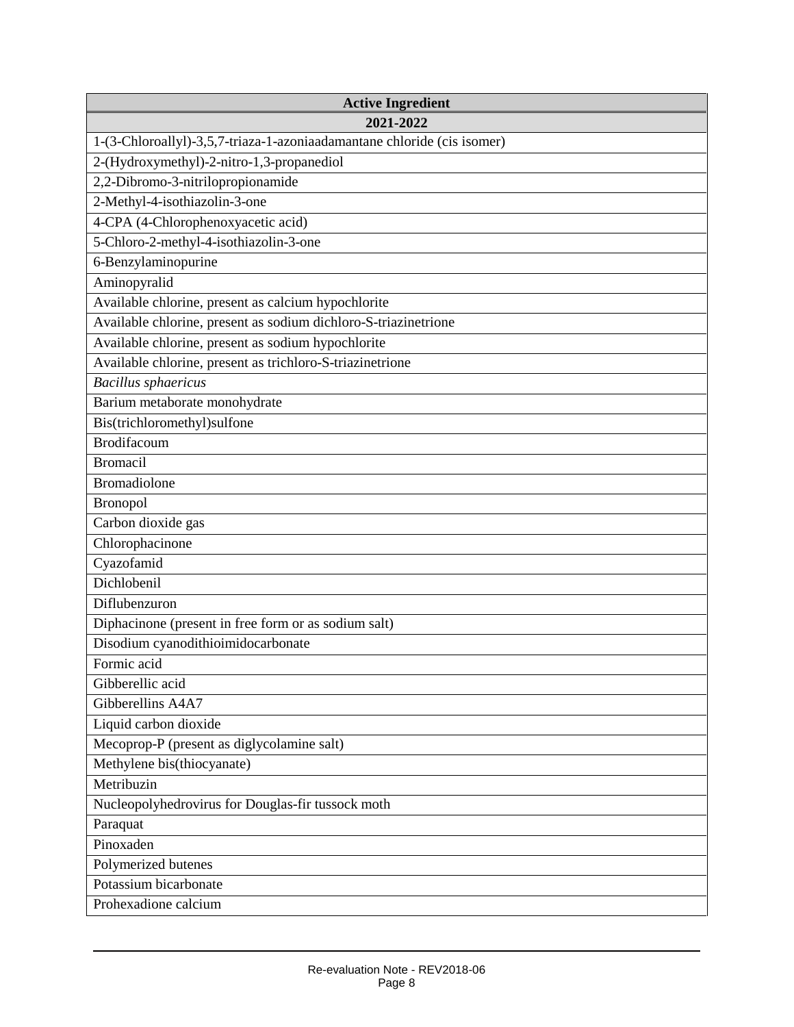| Active Ingredient |
|---|
| **2021-2022** |
| 1-(3-Chloroallyl)-3,5,7-triaza-1-azoniaadamantane chloride (cis isomer) |
| 2-(Hydroxymethyl)-2-nitro-1,3-propanediol |
| 2,2-Dibromo-3-nitrilopropionamide |
| 2-Methyl-4-isothiazolin-3-one |
| 4-CPA (4-Chlorophenoxyacetic acid) |
| 5-Chloro-2-methyl-4-isothiazolin-3-one |
| 6-Benzylaminopurine |
| Aminopyralid |
| Available chlorine, present as calcium hypochlorite |
| Available chlorine, present as sodium dichloro-S-triazinetrione |
| Available chlorine, present as sodium hypochlorite |
| Available chlorine, present as trichloro-S-triazinetrione |
| *Bacillus sphaericus* |
| Barium metaborate monohydrate |
| Bis(trichloromethyl)sulfone |
| Brodifacoum |
| Bromacil |
| Bromadiolone |
| Bronopol |
| Carbon dioxide gas |
| Chlorophacinone |
| Cyazofamid |
| Dichlobenil |
| Diflubenzuron |
| Diphacinone (present in free form or as sodium salt) |
| Disodium cyanodithioimidocarbonate |
| Formic acid |
| Gibberellic acid |
| Gibberellins A4A7 |
| Liquid carbon dioxide |
| Mecoprop-P (present as diglycolamine salt) |
| Methylene bis(thiocyanate) |
| Metribuzin |
| Nucleopolyhedrovirus for Douglas-fir tussock moth |
| Paraquat |
| Pinoxaden |
| Polymerized butenes |
| Potassium bicarbonate |
| Prohexadione calcium |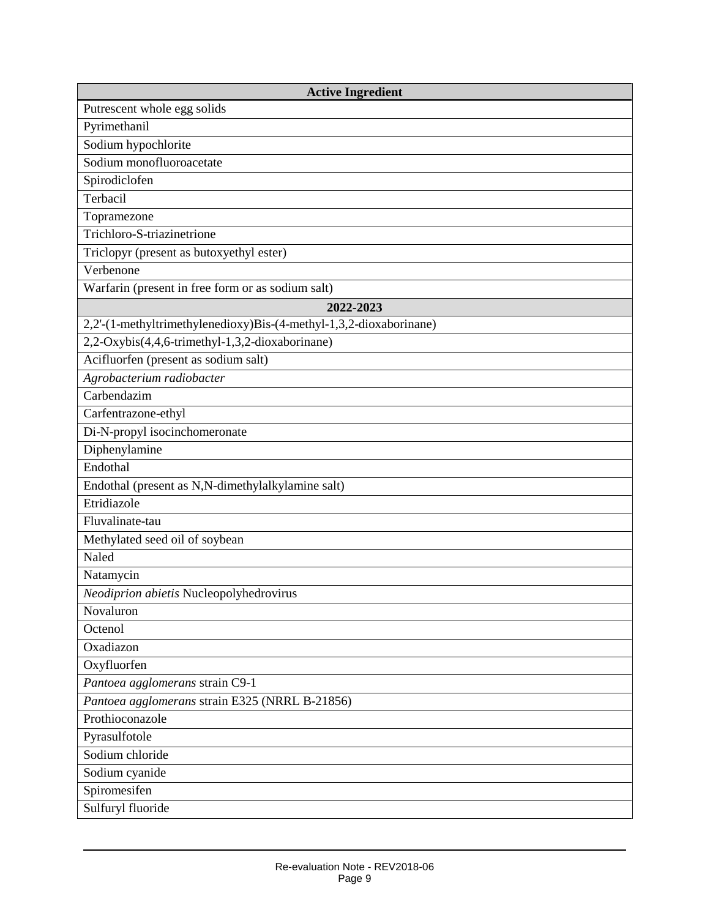| Active Ingredient |
|---|
| Putrescent whole egg solids |
| Pyrimethanil |
| Sodium hypochlorite |
| Sodium monofluoroacetate |
| Spirodiclofen |
| Terbacil |
| Topramezone |
| Trichloro-S-triazinetrione |
| Triclopyr (present as butoxyethyl ester) |
| Verbenone |
| Warfarin (present in free form or as sodium salt) |
| **2022-2023** |
| 2,2'-(1-methyltrimethylenedioxy)Bis-(4-methyl-1,3,2-dioxaborinane) |
| 2,2-Oxybis(4,4,6-trimethyl-1,3,2-dioxaborinane) |
| Acifluorfen (present as sodium salt) |
| *Agrobacterium radiobacter* |
| Carbendazim |
| Carfentrazone-ethyl |
| Di-N-propyl isocinchomeronate |
| Diphenylamine |
| Endothal |
| Endothal (present as N,N-dimethylalkylamine salt) |
| Etridiazole |
| Fluvalinate-tau |
| Methylated seed oil of soybean |
| Naled |
| Natamycin |
| *Neodiprion abietis* Nucleopolyhedrovirus |
| Novaluron |
| Octenol |
| Oxadiazon |
| Oxyfluorfen |
| *Pantoea agglomerans* strain C9-1 |
| *Pantoea agglomerans* strain E325 (NRRL B-21856) |
| Prothioconazole |
| Pyrasulfotole |
| Sodium chloride |
| Sodium cyanide |
| Spiromesifen |
| Sulfuryl fluoride |